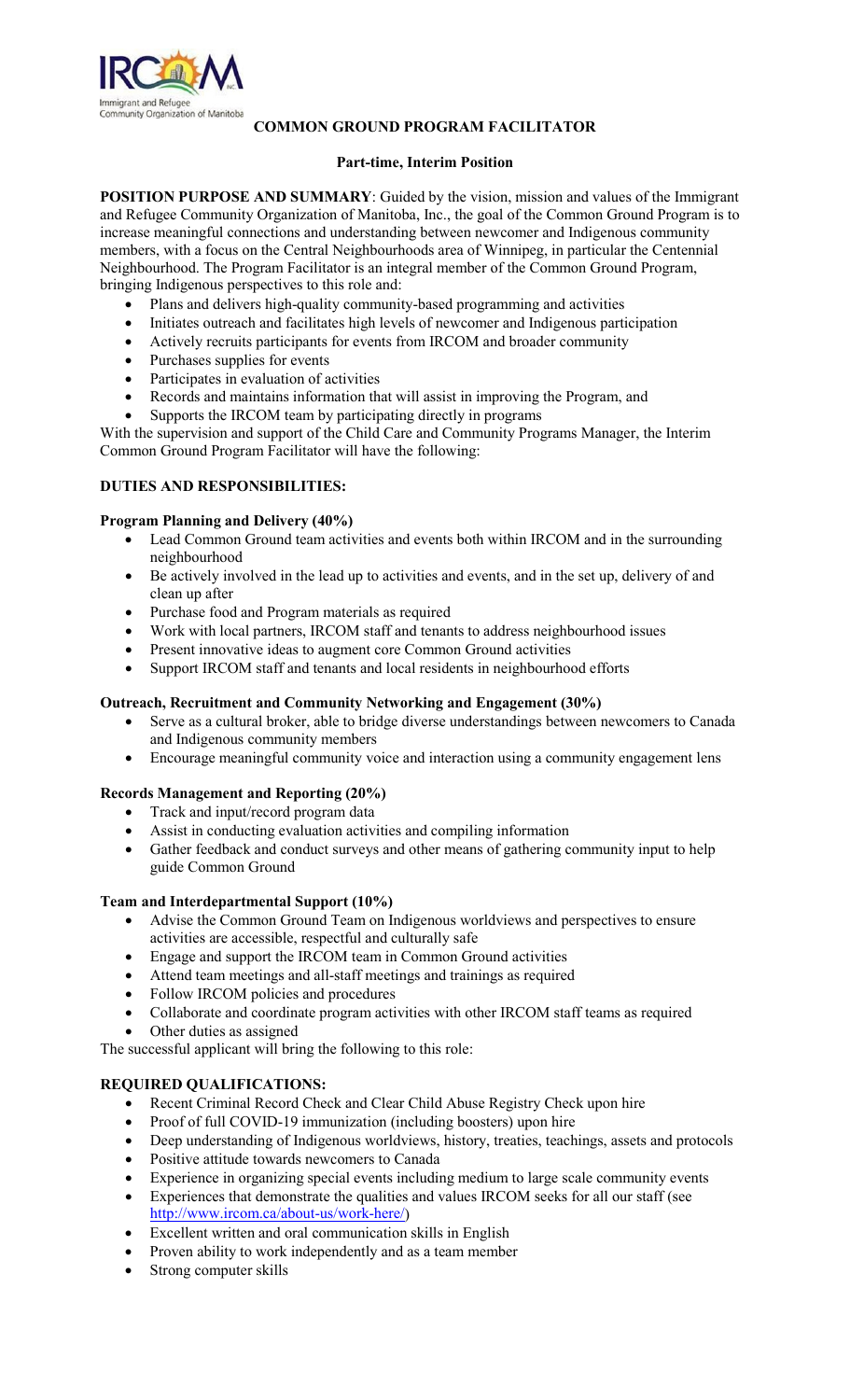# COMMON GROUND PROGRAM FACILITATOR

**Part-time, Interim Position**

**POSITION PURPOSE AND SUMMARY**: Guided by the vision, mission and values of the Immigrant and Refugee Community Organization of Manitoba, Inc., the goal of the Common Ground Program is to increase meaningful connections and understanding between newcomer and Indigenous community members, with a focus on the Central Neighbourhoods area of Winnipeg, in particular the Centennial Neighbourhood. The Program Facilitator is an integral member of the Common Ground Program, bringing Indigenous perspectives to this role and:

- Plans and delivers high-quality community-based programming and activities
- Initiates outreach and facilitates high levels of newcomer and Indigenous participation
- Actively recruits participants for events from IRCOM and broader community
- Purchases supplies for events
- Participates in evaluation of activities
- Records and maintains information that will assist in improving the Program, and
- Supports the IRCOM team by participating directly in programs

With the supervision and support of the Child Care and Community Programs Manager, the Interim Common Ground Program Facilitator will have the following:

## DUTIES AND RESPONSIBILITIES:

### Program Planning and Delivery (40%)

- Lead Common Ground team activities and events both within IRCOM and in the surrounding neighbourhood
- Be actively involved in the lead up to activities and events, and in the set up, delivery of and clean up after
- Purchase food and Program materials as required
- Work with local partners, IRCOM staff and tenants to address neighbourhood issues
- Present innovative ideas to augment core Common Ground activities
- Support IRCOM staff and tenants and local residents in neighbourhood efforts

### Outreach, Recruitment and Community Networking and Engagement (30%)

- Serve as a cultural broker, able to bridge diverse understandings between newcomers to Canada and Indigenous community members
- Encourage meaningful community voice and interaction using a community engagement lens

### Records Management and Reporting (20%)

- Track and input/record program data
- Assist in conducting evaluation activities and compiling information
- Gather feedback and conduct surveys and other means of gathering community input to help guide Common Ground

### Team and Interdepartmental Support (10%)

- Advise the Common Ground Team on Indigenous worldviews and perspectives to ensure activities are accessible, respectful and culturally safe
- Engage and support the IRCOM team in Common Ground activities
- Attend team meetings and all-staff meetings and trainings as required
- Follow IRCOM policies and procedures
- Collaborate and coordinate program activities with other IRCOM staff teams as required
- Other duties as assigned

The successful applicant will bring the following to this role:

## REQUIRED QUALIFICATIONS:

- Recent Criminal Record Check and Clear Child Abuse Registry Check upon hire
- Proof of full COVID-19 immunization (including boosters) upon hire
- Deep understanding of Indigenous worldviews, history, treaties, teachings, assets and protocols
- Positive attitude towards newcomers to Canada
- Experience in organizing special events including medium to large scale community events
- Experiences that demonstrate the qualities and values IRCOM seeks for all our staff (see http://www.ircom.ca/about-us/work-here/)
- Excellent written and oral communication skills in English
- Proven ability to work independently and as a team member
- Strong computer skills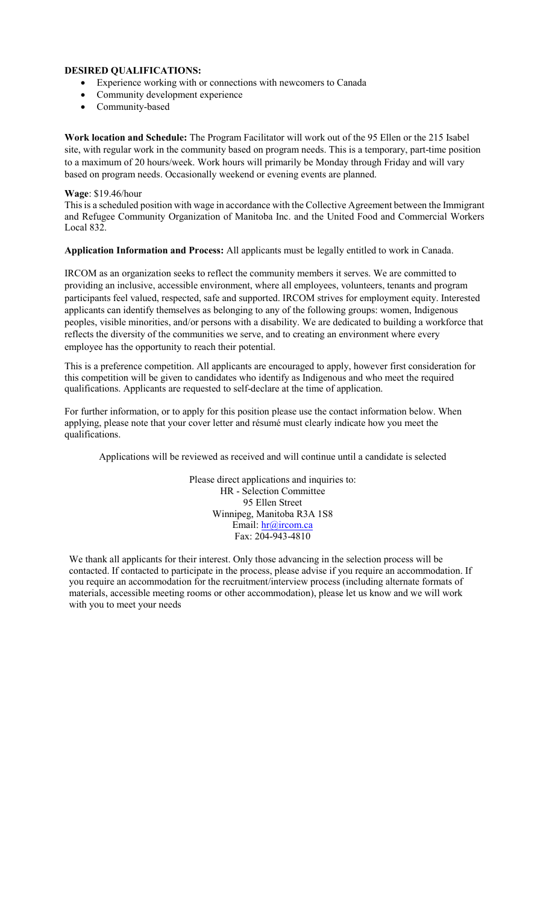**DESIRED QUALIFICATIONS:**

- Experience working with or connections with newcomers to Canada
- Community development experience
- Community-based

**Work location and Schedule:** The Program Facilitator will work out of the 95 Ellen or the 215 Isabel site, with regular work in the community based on program needs. This is a temporary, part-time position to a maximum of 20 hours/week. Work hours will primarily be Monday through Friday and will vary based on program needs. Occasionally weekend or evening events are planned.

**Wage**: $19.46/hour

This is a scheduled position with wage in accordance with the Collective Agreement between the Immigrant and Refugee Community Organization of Manitoba Inc. and the United Food and Commercial Workers Local 832.

**Application Information and Process:** All applicants must be legally entitled to work in Canada.

IRCOM as an organization seeks to reflect the community members it serves. We are committed to providing an inclusive, accessible environment, where all employees, volunteers, tenants and program participants feel valued, respected, safe and supported. IRCOM strives for employment equity. Interested applicants can identify themselves as belonging to any of the following groups: women, Indigenous peoples, visible minorities, and/or persons with a disability. We are dedicated to building a workforce that reflects the diversity of the communities we serve, and to creating an environment where every employee has the opportunity to reach their potential.

This is a preference competition. All applicants are encouraged to apply, however first consideration for this competition will be given to candidates who identify as Indigenous and who meet the required qualifications. Applicants are requested to self-declare at the time of application.

For further information, or to apply for this position please use the contact information below. When applying, please note that your cover letter and résumé must clearly indicate how you meet the qualifications.

Applications will be reviewed as received and will continue until a candidate is selected

Please direct applications and inquiries to:
HR - Selection Committee
95 Ellen Street
Winnipeg, Manitoba R3A 1S8
Email: hr@ircom.ca
Fax: 204-943-4810

We thank all applicants for their interest. Only those advancing in the selection process will be contacted. If contacted to participate in the process, please advise if you require an accommodation. If you require an accommodation for the recruitment/interview process (including alternate formats of materials, accessible meeting rooms or other accommodation), please let us know and we will work with you to meet your needs